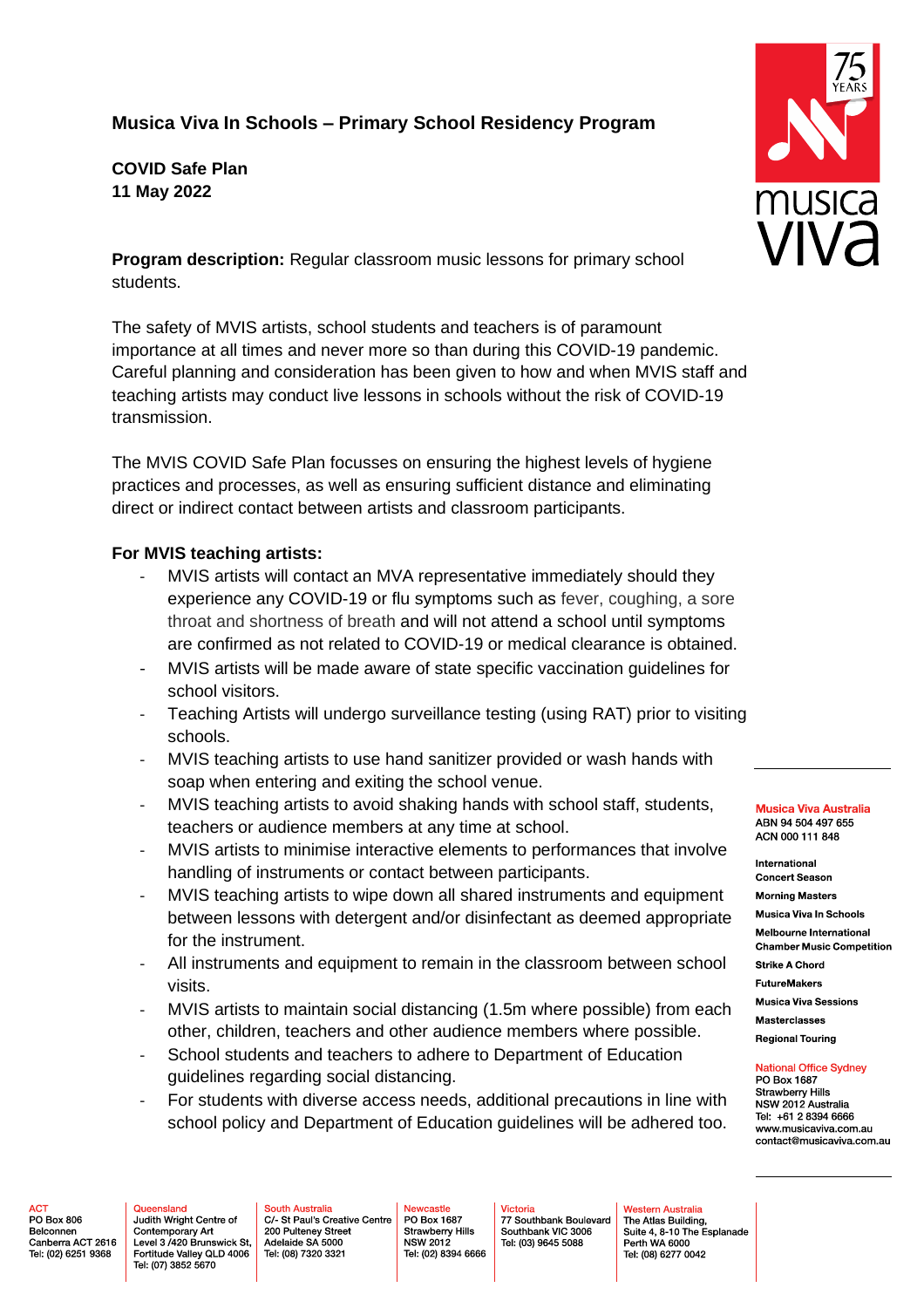## Musica Viva In Schools – Primary School Residency Program

**COVID Safe Plan**
**11 May 2022**

**Program description:** Regular classroom music lessons for primary school students.

The safety of MVIS artists, school students and teachers is of paramount importance at all times and never more so than during this COVID-19 pandemic. Careful planning and consideration has been given to how and when MVIS staff and teaching artists may conduct live lessons in schools without the risk of COVID-19 transmission.

The MVIS COVID Safe Plan focusses on ensuring the highest levels of hygiene practices and processes, as well as ensuring sufficient distance and eliminating direct or indirect contact between artists and classroom participants.

**For MVIS teaching artists:**

- MVIS artists will contact an MVA representative immediately should they experience any COVID-19 or flu symptoms such as fever, coughing, a sore throat and shortness of breath and will not attend a school until symptoms are confirmed as not related to COVID-19 or medical clearance is obtained.
- MVIS artists will be made aware of state specific vaccination guidelines for school visitors.
- Teaching Artists will undergo surveillance testing (using RAT) prior to visiting schools.
- MVIS teaching artists to use hand sanitizer provided or wash hands with soap when entering and exiting the school venue.
- MVIS teaching artists to avoid shaking hands with school staff, students, teachers or audience members at any time at school.
- MVIS artists to minimise interactive elements to performances that involve handling of instruments or contact between participants.
- MVIS teaching artists to wipe down all shared instruments and equipment between lessons with detergent and/or disinfectant as deemed appropriate for the instrument.
- All instruments and equipment to remain in the classroom between school visits.
- MVIS artists to maintain social distancing (1.5m where possible) from each other, children, teachers and other audience members where possible.
- School students and teachers to adhere to Department of Education guidelines regarding social distancing.
- For students with diverse access needs, additional precautions in line with school policy and Department of Education guidelines will be adhered too.

**Musica Viva Australia**
ABN 94 504 497 655
ACN 000 111 848

International Concert Season
Morning Masters
Musica Viva In Schools
Melbourne International Chamber Music Competition
Strike A Chord
FutureMakers
Musica Viva Sessions
Masterclasses
Regional Touring

**National Office Sydney**
PO Box 1687
Strawberry Hills
NSW 2012 Australia
Tel: +61 2 8394 6666
www.musicaviva.com.au
contact@musicaviva.com.au

**ACT**
PO Box 806
Belconnen
Canberra ACT 2616
Tel: (02) 6251 9368

**Queensland**
Judith Wright Centre of Contemporary Art
Level 3 /420 Brunswick St,
Fortitude Valley QLD 4006
Tel: (07) 3852 5670

**South Australia**
C/- St Paul's Creative Centre
200 Pulteney Street
Adelaide SA 5000
Tel: (08) 7320 3321

**Newcastle**
PO Box 1687
Strawberry Hills
NSW 2012
Tel: (02) 8394 6666

**Victoria**
77 Southbank Boulevard
Southbank VIC 3006
Tel: (03) 9645 5088

**Western Australia**
The Atlas Building,
Suite 4, 8-10 The Esplanade
Perth WA 6000
Tel: (08) 6277 0042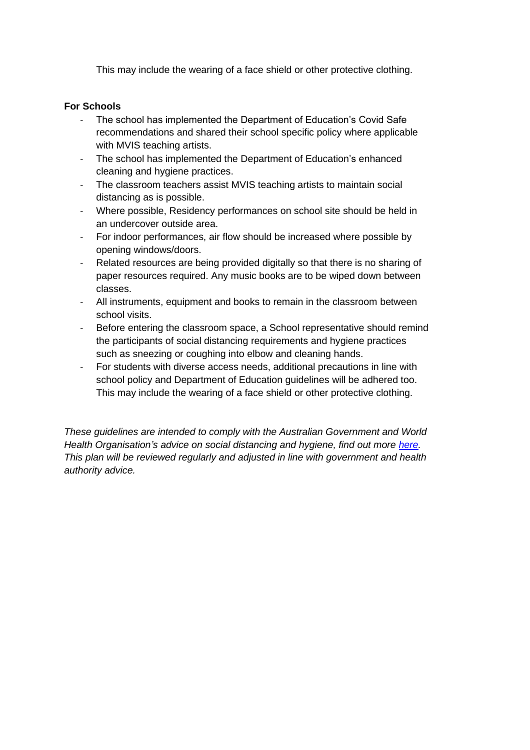This may include the wearing of a face shield or other protective clothing.

**For Schools**

- The school has implemented the Department of Education's Covid Safe recommendations and shared their school specific policy where applicable with MVIS teaching artists.
- The school has implemented the Department of Education's enhanced cleaning and hygiene practices.
- The classroom teachers assist MVIS teaching artists to maintain social distancing as is possible.
- Where possible, Residency performances on school site should be held in an undercover outside area.
- For indoor performances, air flow should be increased where possible by opening windows/doors.
- Related resources are being provided digitally so that there is no sharing of paper resources required. Any music books are to be wiped down between classes.
- All instruments, equipment and books to remain in the classroom between school visits.
- Before entering the classroom space, a School representative should remind the participants of social distancing requirements and hygiene practices such as sneezing or coughing into elbow and cleaning hands.
- For students with diverse access needs, additional precautions in line with school policy and Department of Education guidelines will be adhered too. This may include the wearing of a face shield or other protective clothing.

*These guidelines are intended to comply with the Australian Government and World Health Organisation's advice on social distancing and hygiene, find out more here. This plan will be reviewed regularly and adjusted in line with government and health authority advice.*